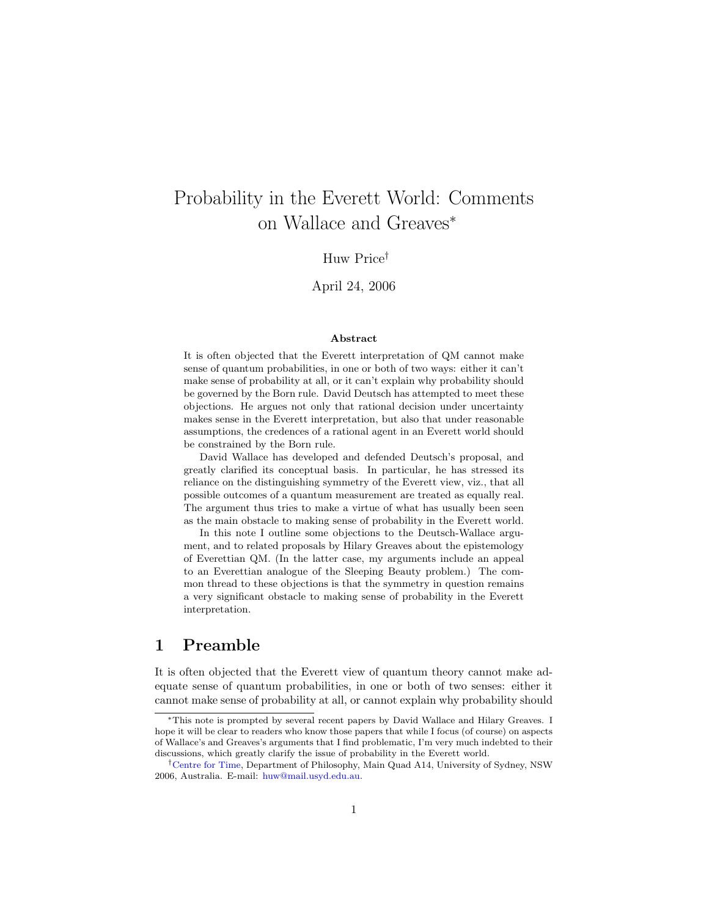# Probability in the Everett World: Comments on Wallace and Greaves*

Huw Price†

April 24, 2006

**Abstract**

It is often objected that the Everett interpretation of QM cannot make sense of quantum probabilities, in one or both of two ways: either it can't make sense of probability at all, or it can't explain why probability should be governed by the Born rule. David Deutsch has attempted to meet these objections. He argues not only that rational decision under uncertainty makes sense in the Everett interpretation, but also that under reasonable assumptions, the credences of a rational agent in an Everett world should be constrained by the Born rule.

David Wallace has developed and defended Deutsch's proposal, and greatly clarified its conceptual basis. In particular, he has stressed its reliance on the distinguishing symmetry of the Everett view, viz., that all possible outcomes of a quantum measurement are treated as equally real. The argument thus tries to make a virtue of what has usually been seen as the main obstacle to making sense of probability in the Everett world.

In this note I outline some objections to the Deutsch-Wallace argument, and to related proposals by Hilary Greaves about the epistemology of Everettian QM. (In the latter case, my arguments include an appeal to an Everettian analogue of the Sleeping Beauty problem.) The common thread to these objections is that the symmetry in question remains a very significant obstacle to making sense of probability in the Everett interpretation.

## 1 Preamble

It is often objected that the Everett view of quantum theory cannot make adequate sense of quantum probabilities, in one or both of two senses: either it cannot make sense of probability at all, or cannot explain why probability should

---

*This note is prompted by several recent papers by David Wallace and Hilary Greaves. I hope it will be clear to readers who know those papers that while I focus (of course) on aspects of Wallace's and Greaves's arguments that I find problematic, I'm very much indebted to their discussions, which greatly clarify the issue of probability in the Everett world.

†Centre for Time, Department of Philosophy, Main Quad A14, University of Sydney, NSW 2006, Australia. E-mail: huw@mail.usyd.edu.au.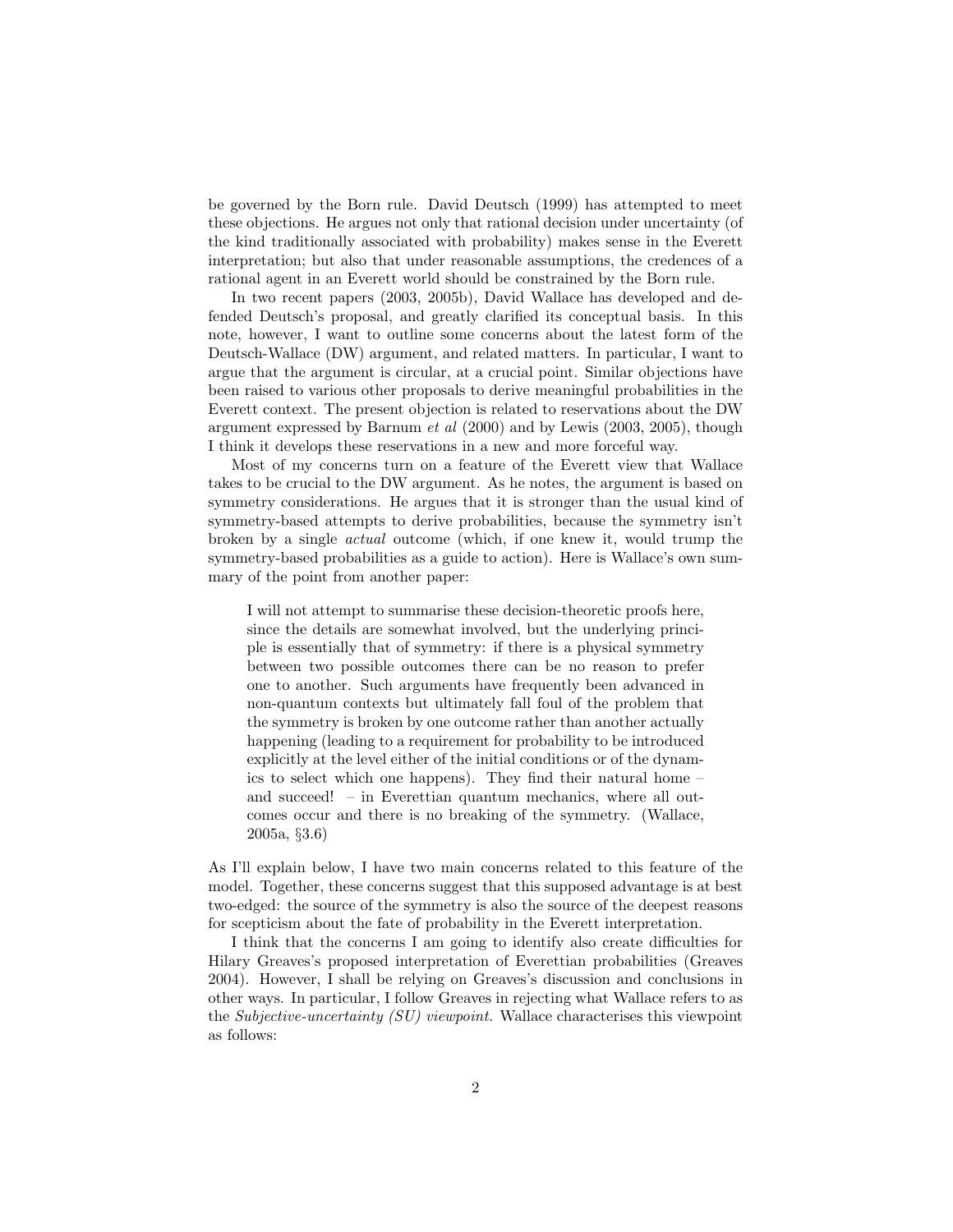be governed by the Born rule. David Deutsch (1999) has attempted to meet these objections. He argues not only that rational decision under uncertainty (of the kind traditionally associated with probability) makes sense in the Everett interpretation; but also that under reasonable assumptions, the credences of a rational agent in an Everett world should be constrained by the Born rule.

In two recent papers (2003, 2005b), David Wallace has developed and defended Deutsch's proposal, and greatly clarified its conceptual basis. In this note, however, I want to outline some concerns about the latest form of the Deutsch-Wallace (DW) argument, and related matters. In particular, I want to argue that the argument is circular, at a crucial point. Similar objections have been raised to various other proposals to derive meaningful probabilities in the Everett context. The present objection is related to reservations about the DW argument expressed by Barnum *et al* (2000) and by Lewis (2003, 2005), though I think it develops these reservations in a new and more forceful way.

Most of my concerns turn on a feature of the Everett view that Wallace takes to be crucial to the DW argument. As he notes, the argument is based on symmetry considerations. He argues that it is stronger than the usual kind of symmetry-based attempts to derive probabilities, because the symmetry isn't broken by a single *actual* outcome (which, if one knew it, would trump the symmetry-based probabilities as a guide to action). Here is Wallace's own summary of the point from another paper:

> I will not attempt to summarise these decision-theoretic proofs here, since the details are somewhat involved, but the underlying principle is essentially that of symmetry: if there is a physical symmetry between two possible outcomes there can be no reason to prefer one to another. Such arguments have frequently been advanced in non-quantum contexts but ultimately fall foul of the problem that the symmetry is broken by one outcome rather than another actually happening (leading to a requirement for probability to be introduced explicitly at the level either of the initial conditions or of the dynamics to select which one happens). They find their natural home – and succeed! – in Everettian quantum mechanics, where all outcomes occur and there is no breaking of the symmetry. (Wallace, 2005a, §3.6)

As I'll explain below, I have two main concerns related to this feature of the model. Together, these concerns suggest that this supposed advantage is at best two-edged: the source of the symmetry is also the source of the deepest reasons for scepticism about the fate of probability in the Everett interpretation.

I think that the concerns I am going to identify also create difficulties for Hilary Greaves's proposed interpretation of Everettian probabilities (Greaves 2004). However, I shall be relying on Greaves's discussion and conclusions in other ways. In particular, I follow Greaves in rejecting what Wallace refers to as the *Subjective-uncertainty (SU) viewpoint.* Wallace characterises this viewpoint as follows: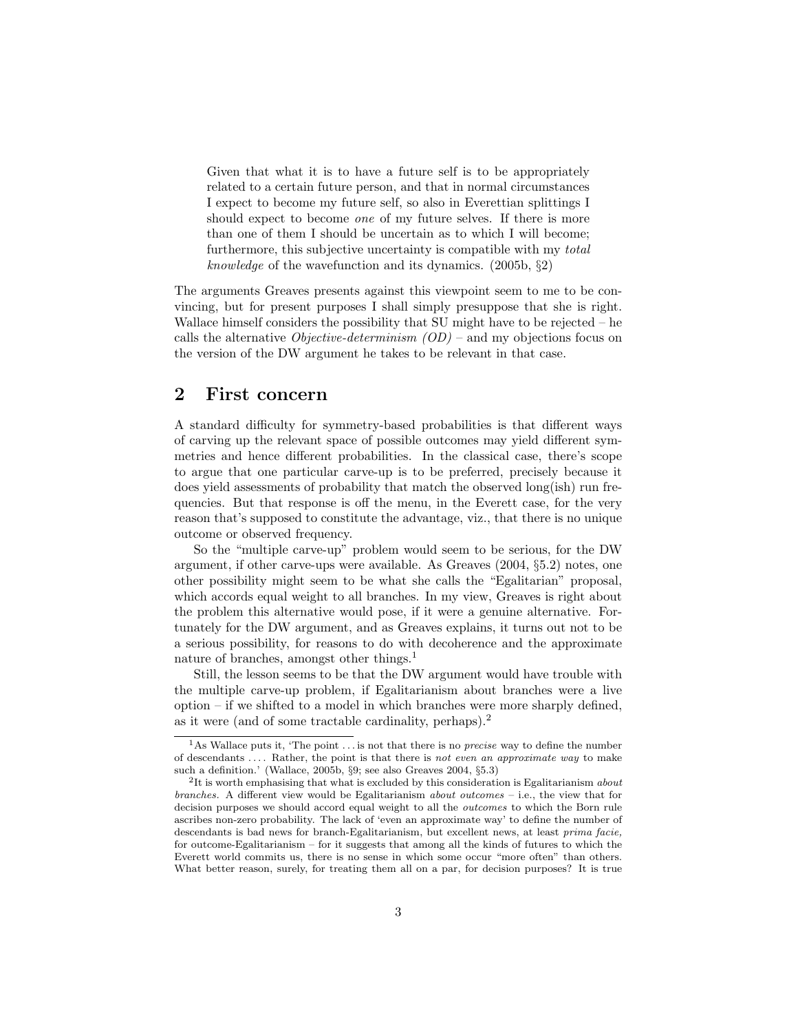> Given that what it is to have a future self is to be appropriately related to a certain future person, and that in normal circumstances I expect to become my future self, so also in Everettian splittings I should expect to become *one* of my future selves. If there is more than one of them I should be uncertain as to which I will become; furthermore, this subjective uncertainty is compatible with my *total knowledge* of the wavefunction and its dynamics. (2005b, §2)

The arguments Greaves presents against this viewpoint seem to me to be convincing, but for present purposes I shall simply presuppose that she is right. Wallace himself considers the possibility that SU might have to be rejected – he calls the alternative *Objective-determinism (OD)* – and my objections focus on the version of the DW argument he takes to be relevant in that case.

## 2 First concern

A standard difficulty for symmetry-based probabilities is that different ways of carving up the relevant space of possible outcomes may yield different symmetries and hence different probabilities. In the classical case, there's scope to argue that one particular carve-up is to be preferred, precisely because it does yield assessments of probability that match the observed long(ish) run frequencies. But that response is off the menu, in the Everett case, for the very reason that's supposed to constitute the advantage, viz., that there is no unique outcome or observed frequency.

So the "multiple carve-up" problem would seem to be serious, for the DW argument, if other carve-ups were available. As Greaves (2004, §5.2) notes, one other possibility might seem to be what she calls the "Egalitarian" proposal, which accords equal weight to all branches. In my view, Greaves is right about the problem this alternative would pose, if it were a genuine alternative. Fortunately for the DW argument, and as Greaves explains, it turns out not to be a serious possibility, for reasons to do with decoherence and the approximate nature of branches, amongst other things.[1]

Still, the lesson seems to be that the DW argument would have trouble with the multiple carve-up problem, if Egalitarianism about branches were a live option – if we shifted to a model in which branches were more sharply defined, as it were (and of some tractable cardinality, perhaps).[2]

[1] As Wallace puts it, 'The point . . . is not that there is no *precise* way to define the number of descendants . . . . Rather, the point is that there is *not even an approximate way* to make such a definition.' (Wallace, 2005b, §9; see also Greaves 2004, §5.3)

[2] It is worth emphasising that what is excluded by this consideration is Egalitarianism *about branches*. A different view would be Egalitarianism *about outcomes* – i.e., the view that for decision purposes we should accord equal weight to all the *outcomes* to which the Born rule ascribes non-zero probability. The lack of 'even an approximate way' to define the number of descendants is bad news for branch-Egalitarianism, but excellent news, at least *prima facie,* for outcome-Egalitarianism – for it suggests that among all the kinds of futures to which the Everett world commits us, there is no sense in which some occur "more often" than others. What better reason, surely, for treating them all on a par, for decision purposes? It is true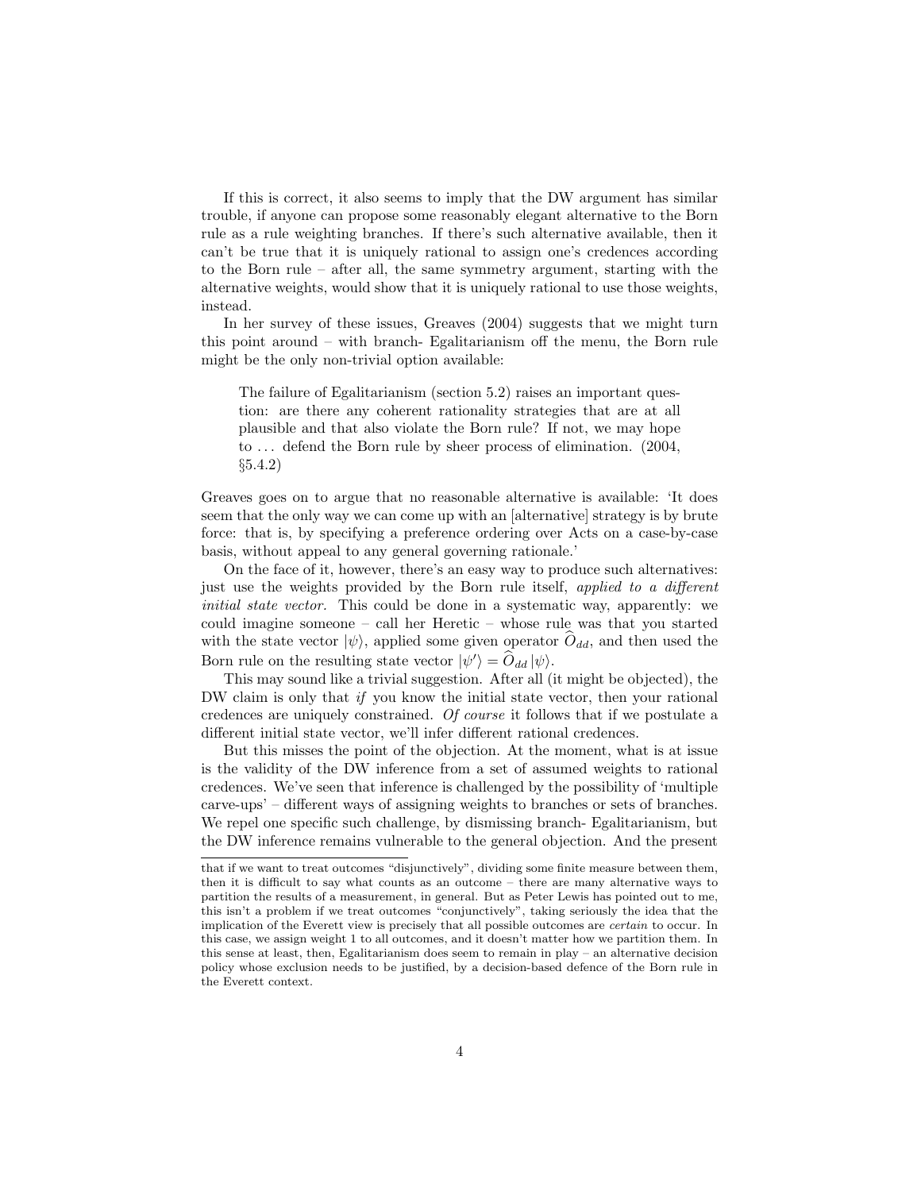If this is correct, it also seems to imply that the DW argument has similar trouble, if anyone can propose some reasonably elegant alternative to the Born rule as a rule weighting branches. If there's such alternative available, then it can't be true that it is uniquely rational to assign one's credences according to the Born rule – after all, the same symmetry argument, starting with the alternative weights, would show that it is uniquely rational to use those weights, instead.

In her survey of these issues, Greaves (2004) suggests that we might turn this point around – with branch- Egalitarianism off the menu, the Born rule might be the only non-trivial option available:

> The failure of Egalitarianism (section 5.2) raises an important question: are there any coherent rationality strategies that are at all plausible and that also violate the Born rule? If not, we may hope to ... defend the Born rule by sheer process of elimination. (2004, §5.4.2)

Greaves goes on to argue that no reasonable alternative is available: 'It does seem that the only way we can come up with an [alternative] strategy is by brute force: that is, by specifying a preference ordering over Acts on a case-by-case basis, without appeal to any general governing rationale.'

On the face of it, however, there's an easy way to produce such alternatives: just use the weights provided by the Born rule itself, *applied to a different initial state vector.* This could be done in a systematic way, apparently: we could imagine someone – call her Heretic – whose rule was that you started with the state vector $|\psi\rangle$, applied some given operator $\widehat{O}_{dd}$, and then used the Born rule on the resulting state vector $|\psi'\rangle = \widehat{O}_{dd}\,|\psi\rangle$.

This may sound like a trivial suggestion. After all (it might be objected), the DW claim is only that *if* you know the initial state vector, then your rational credences are uniquely constrained. *Of course* it follows that if we postulate a different initial state vector, we'll infer different rational credences.

But this misses the point of the objection. At the moment, what is at issue is the validity of the DW inference from a set of assumed weights to rational credences. We've seen that inference is challenged by the possibility of 'multiple carve-ups' – different ways of assigning weights to branches or sets of branches. We repel one specific such challenge, by dismissing branch- Egalitarianism, but the DW inference remains vulnerable to the general objection. And the present

that if we want to treat outcomes "disjunctively", dividing some finite measure between them, then it is difficult to say what counts as an outcome – there are many alternative ways to partition the results of a measurement, in general. But as Peter Lewis has pointed out to me, this isn't a problem if we treat outcomes "conjunctively", taking seriously the idea that the implication of the Everett view is precisely that all possible outcomes are *certain* to occur. In this case, we assign weight 1 to all outcomes, and it doesn't matter how we partition them. In this sense at least, then, Egalitarianism does seem to remain in play – an alternative decision policy whose exclusion needs to be justified, by a decision-based defence of the Born rule in the Everett context.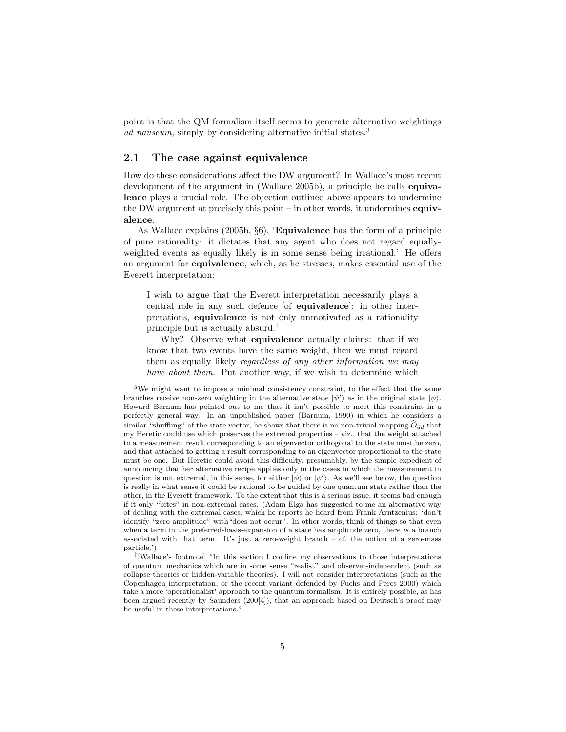point is that the QM formalism itself seems to generate alternative weightings *ad nauseum,* simply by considering alternative initial states.[3]

## 2.1 The case against equivalence

How do these considerations affect the DW argument? In Wallace's most recent development of the argument in (Wallace 2005b), a principle he calls **equivalence** plays a crucial role. The objection outlined above appears to undermine the DW argument at precisely this point – in other words, it undermines **equivalence**.

As Wallace explains (2005b, §6), '**Equivalence** has the form of a principle of pure rationality: it dictates that any agent who does not regard equally-weighted events as equally likely is in some sense being irrational.' He offers an argument for **equivalence**, which, as he stresses, makes essential use of the Everett interpretation:

> I wish to argue that the Everett interpretation necessarily plays a central role in any such defence [of **equivalence**]: in other interpretations, **equivalence** is not only unmotivated as a rationality principle but is actually absurd.[†]
>
> Why? Observe what **equivalence** actually claims: that if we know that two events have the same weight, then we must regard them as equally likely *regardless of any other information we may have about them*. Put another way, if we wish to determine which

[3] We might want to impose a minimal consistency constraint, to the effect that the same branches receive non-zero weighting in the alternative state $|\psi'\rangle$ as in the original state $|\psi\rangle$. Howard Barnum has pointed out to me that it isn't possible to meet this constraint in a perfectly general way. In an unpublished paper (Barnum, 1990) in which he considers a similar "shuffling" of the state vector, he shows that there is no non-trivial mapping $\widehat{O}_{dd}$ that my Heretic could use which preserves the extremal properties – viz., that the weight attached to a measurement result corresponding to an eigenvector orthogonal to the state must be zero, and that attached to getting a result corresponding to an eigenvector proportional to the state must be one. But Heretic could avoid this difficulty, presumably, by the simple expedient of announcing that her alternative recipe applies only in the cases in which the measurement in question is not extremal, in this sense, for either $|\psi\rangle$ or $|\psi'\rangle$. As we'll see below, the question is really in what sense it could be rational to be guided by one quantum state rather than the other, in the Everett framework. To the extent that this is a serious issue, it seems bad enough if it only "bites" in non-extremal cases. (Adam Elga has suggested to me an alternative way of dealing with the extremal cases, which he reports he heard from Frank Arntzenius: 'don't identify "zero amplitude" with "does not occur". In other words, think of things so that even when a term in the preferred-basis-expansion of a state has amplitude zero, there *is* a branch associated with that term. It's just a zero-weight branch – cf. the notion of a zero-mass particle.')

[†] [Wallace's footnote] "In this section I confine my observations to those interpretations of quantum mechanics which are in some sense "realist" and observer-independent (such as collapse theories or hidden-variable theories). I will not consider interpretations (such as the Copenhagen interpretation, or the recent variant defended by Fuchs and Peres 2000) which take a more 'operationalist' approach to the quantum formalism. It is entirely possible, as has been argued recently by Saunders (200[4]), that an approach based on Deutsch's proof may be useful in these interpretations."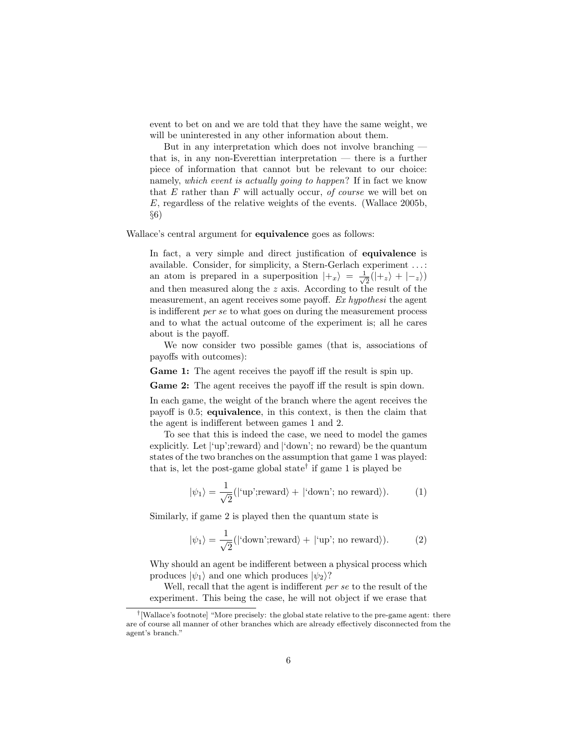> event to bet on and we are told that they have the same weight, we will be uninterested in any other information about them.
>
> But in any interpretation which does not involve branching — that is, in any non-Everettian interpretation — there is a further piece of information that cannot but be relevant to our choice: namely, *which event is actually going to happen*? If in fact we know that $E$ rather than $F$ will actually occur, *of course* we will bet on $E$, regardless of the relative weights of the events. (Wallace 2005b, §6)

Wallace's central argument for **equivalence** goes as follows:

> In fact, a very simple and direct justification of **equivalence** is available. Consider, for simplicity, a Stern-Gerlach experiment . . . : an atom is prepared in a superposition $|+_x\rangle = \frac{1}{\sqrt{2}}(|+_z\rangle + |-_z\rangle)$ and then measured along the $z$ axis. According to the result of the measurement, an agent receives some payoff. *Ex hypothesi* the agent is indifferent *per se* to what goes on during the measurement process and to what the actual outcome of the experiment is; all he cares about is the payoff.
>
> We now consider two possible games (that is, associations of payoffs with outcomes):
>
> **Game 1:** The agent receives the payoff iff the result is spin up.
>
> **Game 2:** The agent receives the payoff iff the result is spin down.
>
> In each game, the weight of the branch where the agent receives the payoff is 0.5; **equivalence**, in this context, is then the claim that the agent is indifferent between games 1 and 2.
>
> To see that this is indeed the case, we need to model the games explicitly. Let $|\text{'up';reward}\rangle$ and $|\text{'down'; no reward}\rangle$ be the quantum states of the two branches on the assumption that game 1 was played: that is, let the post-game global state[†] if game 1 is played be
>
> $$|\psi_1\rangle = \frac{1}{\sqrt{2}}(|\text{'up';reward}\rangle + |\text{'down'; no reward}\rangle). \quad (1)$$
>
> Similarly, if game 2 is played then the quantum state is
>
> $$|\psi_1\rangle = \frac{1}{\sqrt{2}}(|\text{'down';reward}\rangle + |\text{'up'; no reward}\rangle). \quad (2)$$
>
> Why should an agent be indifferent between a physical process which produces $|\psi_1\rangle$ and one which produces $|\psi_2\rangle$?
>
> Well, recall that the agent is indifferent *per se* to the result of the experiment. This being the case, he will not object if we erase that

[†] [Wallace's footnote] "More precisely: the global state relative to the pre-game agent: there are of course all manner of other branches which are already effectively disconnected from the agent's branch."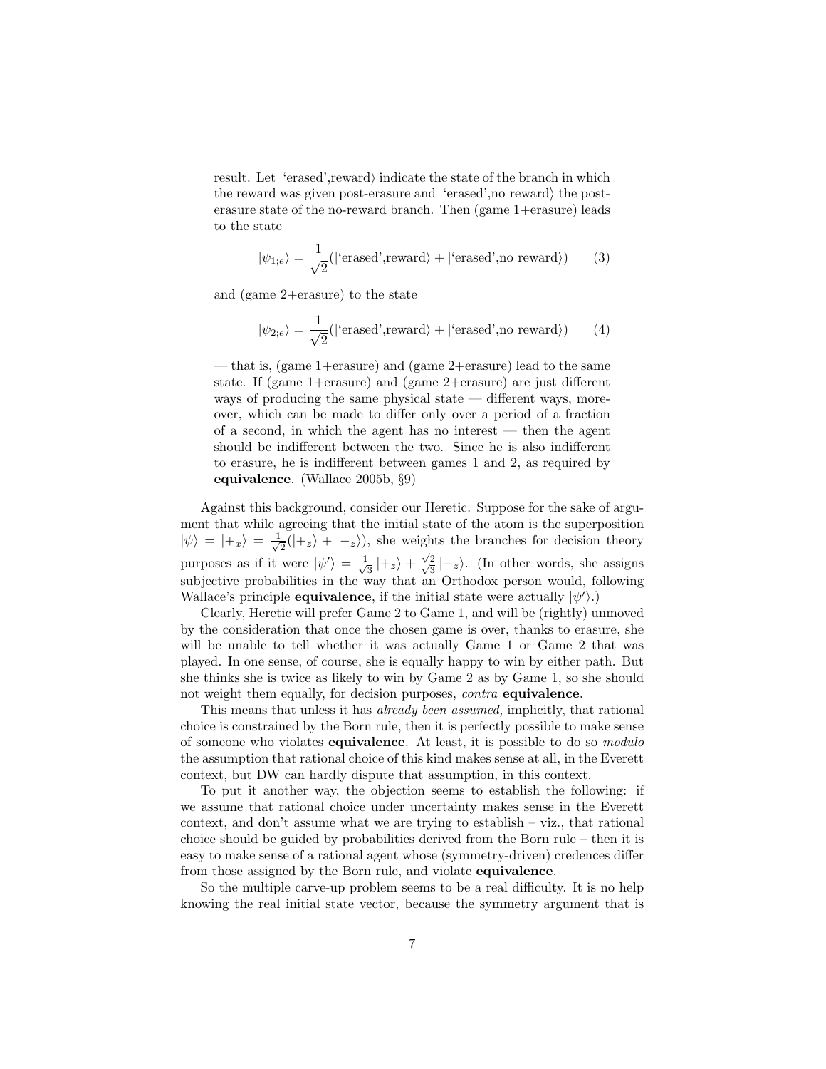result. Let $|\text{`erased',reward}\rangle$ indicate the state of the branch in which the reward was given post-erasure and $|\text{`erased',no reward}\rangle$ the post-erasure state of the no-reward branch. Then (game 1+erasure) leads to the state

$$|\psi_{1;e}\rangle = \frac{1}{\sqrt{2}}(|\text{`erased',reward}\rangle + |\text{`erased',no reward}\rangle) \qquad (3)$$

and (game 2+erasure) to the state

$$|\psi_{2;e}\rangle = \frac{1}{\sqrt{2}}(|\text{`erased',reward}\rangle + |\text{`erased',no reward}\rangle) \qquad (4)$$

— that is, (game 1+erasure) and (game 2+erasure) lead to the same state. If (game 1+erasure) and (game 2+erasure) are just different ways of producing the same physical state — different ways, moreover, which can be made to differ only over a period of a fraction of a second, in which the agent has no interest — then the agent should be indifferent between the two. Since he is also indifferent to erasure, he is indifferent between games 1 and 2, as required by **equivalence**. (Wallace 2005b, §9)

Against this background, consider our Heretic. Suppose for the sake of argument that while agreeing that the initial state of the atom is the superposition $|\psi\rangle = |+_x\rangle = \frac{1}{\sqrt{2}}(|+_z\rangle + |-_z\rangle)$, she weights the branches for decision theory purposes as if it were $|\psi'\rangle = \frac{1}{\sqrt{3}}|+_z\rangle + \frac{\sqrt{2}}{\sqrt{3}}|-_z\rangle$. (In other words, she assigns subjective probabilities in the way that an Orthodox person would, following Wallace's principle **equivalence**, if the initial state were actually $|\psi'\rangle$.)

Clearly, Heretic will prefer Game 2 to Game 1, and will be (rightly) unmoved by the consideration that once the chosen game is over, thanks to erasure, she will be unable to tell whether it was actually Game 1 or Game 2 that was played. In one sense, of course, she is equally happy to win by either path. But she thinks she is twice as likely to win by Game 2 as by Game 1, so she should not weight them equally, for decision purposes, *contra* **equivalence**.

This means that unless it has *already been assumed,* implicitly, that rational choice is constrained by the Born rule, then it is perfectly possible to make sense of someone who violates **equivalence**. At least, it is possible to do so *modulo* the assumption that rational choice of this kind makes sense at all, in the Everett context, but DW can hardly dispute that assumption, in this context.

To put it another way, the objection seems to establish the following: if we assume that rational choice under uncertainty makes sense in the Everett context, and don't assume what we are trying to establish – viz., that rational choice should be guided by probabilities derived from the Born rule – then it is easy to make sense of a rational agent whose (symmetry-driven) credences differ from those assigned by the Born rule, and violate **equivalence**.

So the multiple carve-up problem seems to be a real difficulty. It is no help knowing the real initial state vector, because the symmetry argument that is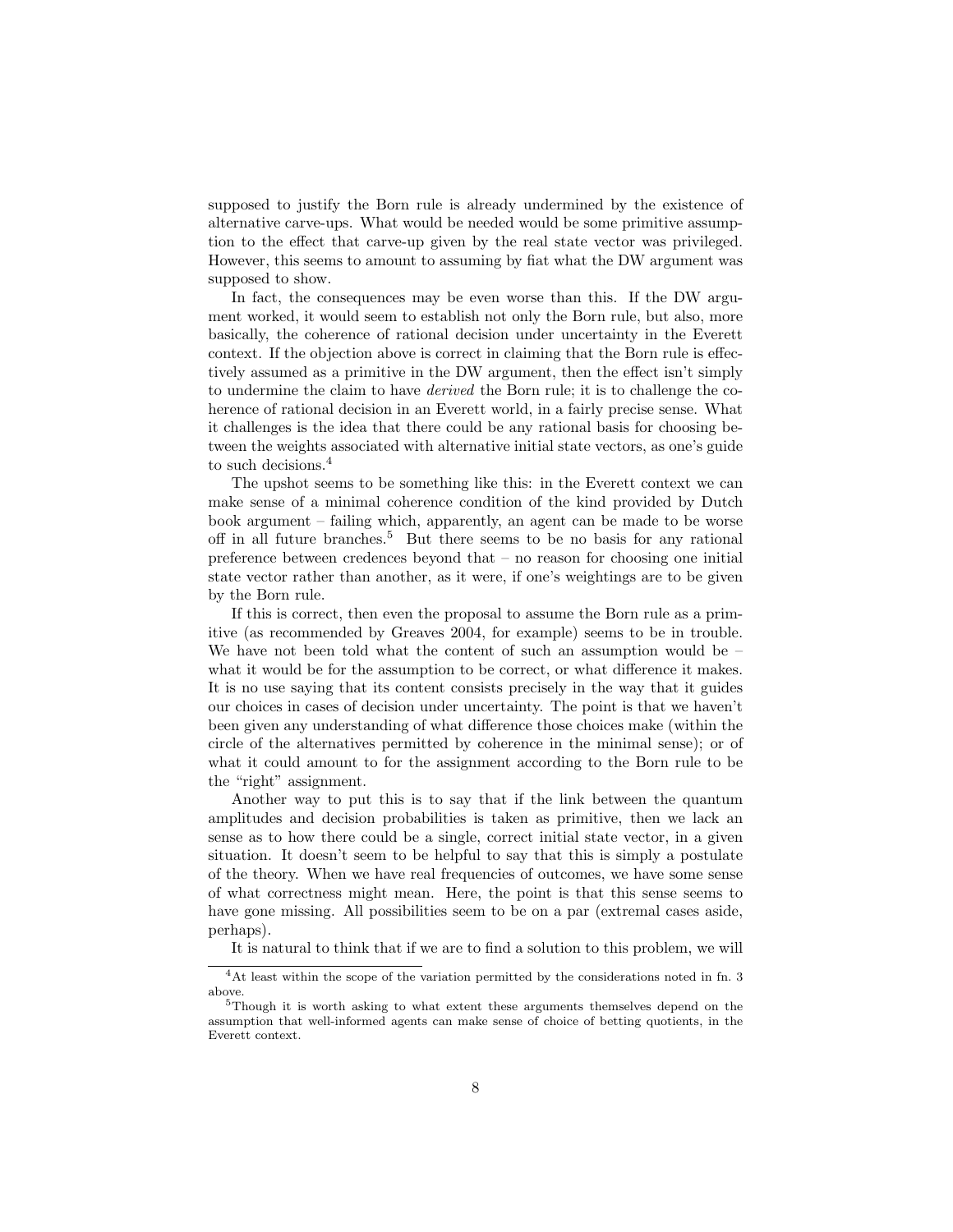supposed to justify the Born rule is already undermined by the existence of alternative carve-ups. What would be needed would be some primitive assumption to the effect that carve-up given by the real state vector was privileged. However, this seems to amount to assuming by fiat what the DW argument was supposed to show.

In fact, the consequences may be even worse than this. If the DW argument worked, it would seem to establish not only the Born rule, but also, more basically, the coherence of rational decision under uncertainty in the Everett context. If the objection above is correct in claiming that the Born rule is effectively assumed as a primitive in the DW argument, then the effect isn't simply to undermine the claim to have *derived* the Born rule; it is to challenge the coherence of rational decision in an Everett world, in a fairly precise sense. What it challenges is the idea that there could be any rational basis for choosing between the weights associated with alternative initial state vectors, as one's guide to such decisions.[4]

The upshot seems to be something like this: in the Everett context we can make sense of a minimal coherence condition of the kind provided by Dutch book argument – failing which, apparently, an agent can be made to be worse off in all future branches.[5] But there seems to be no basis for any rational preference between credences beyond that – no reason for choosing one initial state vector rather than another, as it were, if one's weightings are to be given by the Born rule.

If this is correct, then even the proposal to assume the Born rule as a primitive (as recommended by Greaves 2004, for example) seems to be in trouble. We have not been told what the content of such an assumption would be – what it would be for the assumption to be correct, or what difference it makes. It is no use saying that its content consists precisely in the way that it guides our choices in cases of decision under uncertainty. The point is that we haven't been given any understanding of what difference those choices make (within the circle of the alternatives permitted by coherence in the minimal sense); or of what it could amount to for the assignment according to the Born rule to be the "right" assignment.

Another way to put this is to say that if the link between the quantum amplitudes and decision probabilities is taken as primitive, then we lack an sense as to how there could be a single, correct initial state vector, in a given situation. It doesn't seem to be helpful to say that this is simply a postulate of the theory. When we have real frequencies of outcomes, we have some sense of what correctness might mean. Here, the point is that this sense seems to have gone missing. All possibilities seem to be on a par (extremal cases aside, perhaps).

It is natural to think that if we are to find a solution to this problem, we will

---

[4] At least within the scope of the variation permitted by the considerations noted in fn. 3 above.

[5] Though it is worth asking to what extent these arguments themselves depend on the assumption that well-informed agents can make sense of choice of betting quotients, in the Everett context.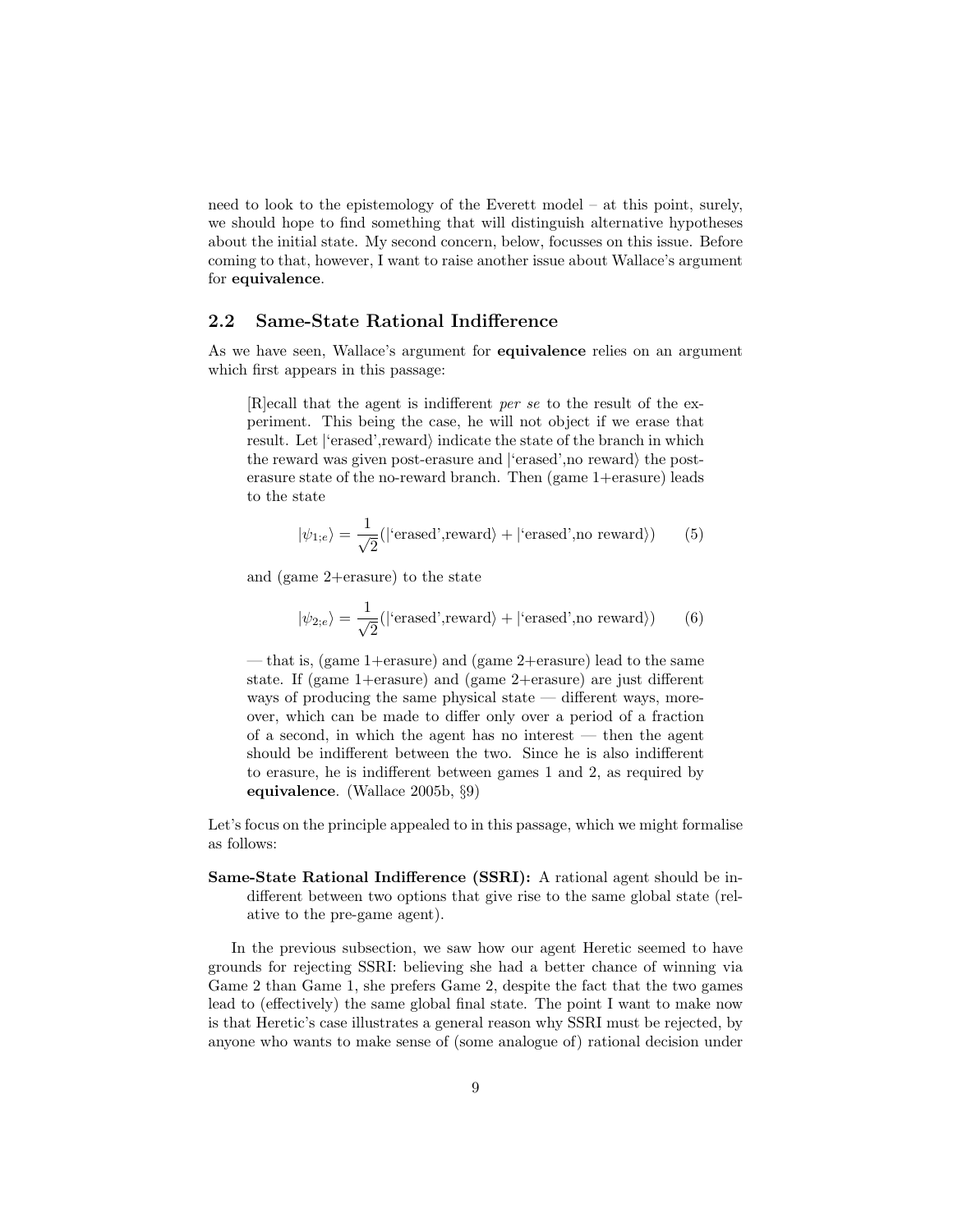need to look to the epistemology of the Everett model – at this point, surely, we should hope to find something that will distinguish alternative hypotheses about the initial state. My second concern, below, focusses on this issue. Before coming to that, however, I want to raise another issue about Wallace's argument for **equivalence**.

## 2.2 Same-State Rational Indifference

As we have seen, Wallace's argument for **equivalence** relies on an argument which first appears in this passage:

> [R]ecall that the agent is indifferent *per se* to the result of the experiment. This being the case, he will not object if we erase that result. Let $|\text{'erased',reward}\rangle$ indicate the state of the branch in which the reward was given post-erasure and $|\text{'erased',no reward}\rangle$ the post-erasure state of the no-reward branch. Then (game 1+erasure) leads to the state
>
> $$|\psi_{1;e}\rangle = \frac{1}{\sqrt{2}}(|\text{'erased',reward}\rangle + |\text{'erased',no reward}\rangle) \qquad (5)$$
>
> and (game 2+erasure) to the state
>
> $$|\psi_{2;e}\rangle = \frac{1}{\sqrt{2}}(|\text{'erased',reward}\rangle + |\text{'erased',no reward}\rangle) \qquad (6)$$
>
> — that is, (game 1+erasure) and (game 2+erasure) lead to the same state. If (game 1+erasure) and (game 2+erasure) are just different ways of producing the same physical state — different ways, moreover, which can be made to differ only over a period of a fraction of a second, in which the agent has no interest — then the agent should be indifferent between the two. Since he is also indifferent to erasure, he is indifferent between games 1 and 2, as required by **equivalence**. (Wallace 2005b, §9)

Let's focus on the principle appealed to in this passage, which we might formalise as follows:

**Same-State Rational Indifference (SSRI):** A rational agent should be indifferent between two options that give rise to the same global state (relative to the pre-game agent).

In the previous subsection, we saw how our agent Heretic seemed to have grounds for rejecting SSRI: believing she had a better chance of winning via Game 2 than Game 1, she prefers Game 2, despite the fact that the two games lead to (effectively) the same global final state. The point I want to make now is that Heretic's case illustrates a general reason why SSRI must be rejected, by anyone who wants to make sense of (some analogue of) rational decision under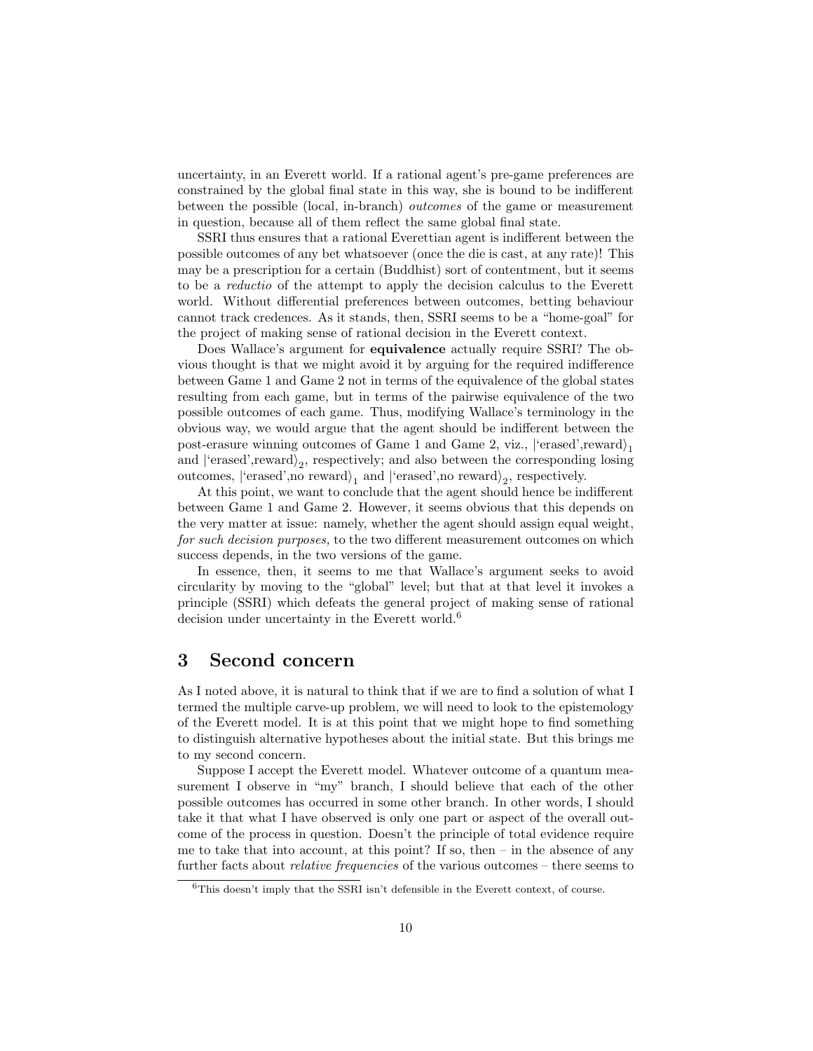uncertainty, in an Everett world. If a rational agent's pre-game preferences are constrained by the global final state in this way, she is bound to be indifferent between the possible (local, in-branch) *outcomes* of the game or measurement in question, because all of them reflect the same global final state.

SSRI thus ensures that a rational Everettian agent is indifferent between the possible outcomes of any bet whatsoever (once the die is cast, at any rate)! This may be a prescription for a certain (Buddhist) sort of contentment, but it seems to be a *reductio* of the attempt to apply the decision calculus to the Everett world. Without differential preferences between outcomes, betting behaviour cannot track credences. As it stands, then, SSRI seems to be a "home-goal" for the project of making sense of rational decision in the Everett context.

Does Wallace's argument for **equivalence** actually require SSRI? The obvious thought is that we might avoid it by arguing for the required indifference between Game 1 and Game 2 not in terms of the equivalence of the global states resulting from each game, but in terms of the pairwise equivalence of the two possible outcomes of each game. Thus, modifying Wallace's terminology in the obvious way, we would argue that the agent should be indifferent between the post-erasure winning outcomes of Game 1 and Game 2, viz., $|\text{'erased',reward}\rangle_1$ and $|\text{'erased',reward}\rangle_2$, respectively; and also between the corresponding losing outcomes, $|\text{'erased',no reward}\rangle_1$ and $|\text{'erased',no reward}\rangle_2$, respectively.

At this point, we want to conclude that the agent should hence be indifferent between Game 1 and Game 2. However, it seems obvious that this depends on the very matter at issue: namely, whether the agent should assign equal weight, *for such decision purposes,* to the two different measurement outcomes on which success depends, in the two versions of the game.

In essence, then, it seems to me that Wallace's argument seeks to avoid circularity by moving to the "global" level; but that at that level it invokes a principle (SSRI) which defeats the general project of making sense of rational decision under uncertainty in the Everett world.[6]

## 3 Second concern

As I noted above, it is natural to think that if we are to find a solution of what I termed the multiple carve-up problem, we will need to look to the epistemology of the Everett model. It is at this point that we might hope to find something to distinguish alternative hypotheses about the initial state. But this brings me to my second concern.

Suppose I accept the Everett model. Whatever outcome of a quantum measurement I observe in "my" branch, I should believe that each of the other possible outcomes has occurred in some other branch. In other words, I should take it that what I have observed is only one part or aspect of the overall outcome of the process in question. Doesn't the principle of total evidence require me to take that into account, at this point? If so, then – in the absence of any further facts about *relative frequencies* of the various outcomes – there seems to

[6] This doesn't imply that the SSRI isn't defensible in the Everett context, of course.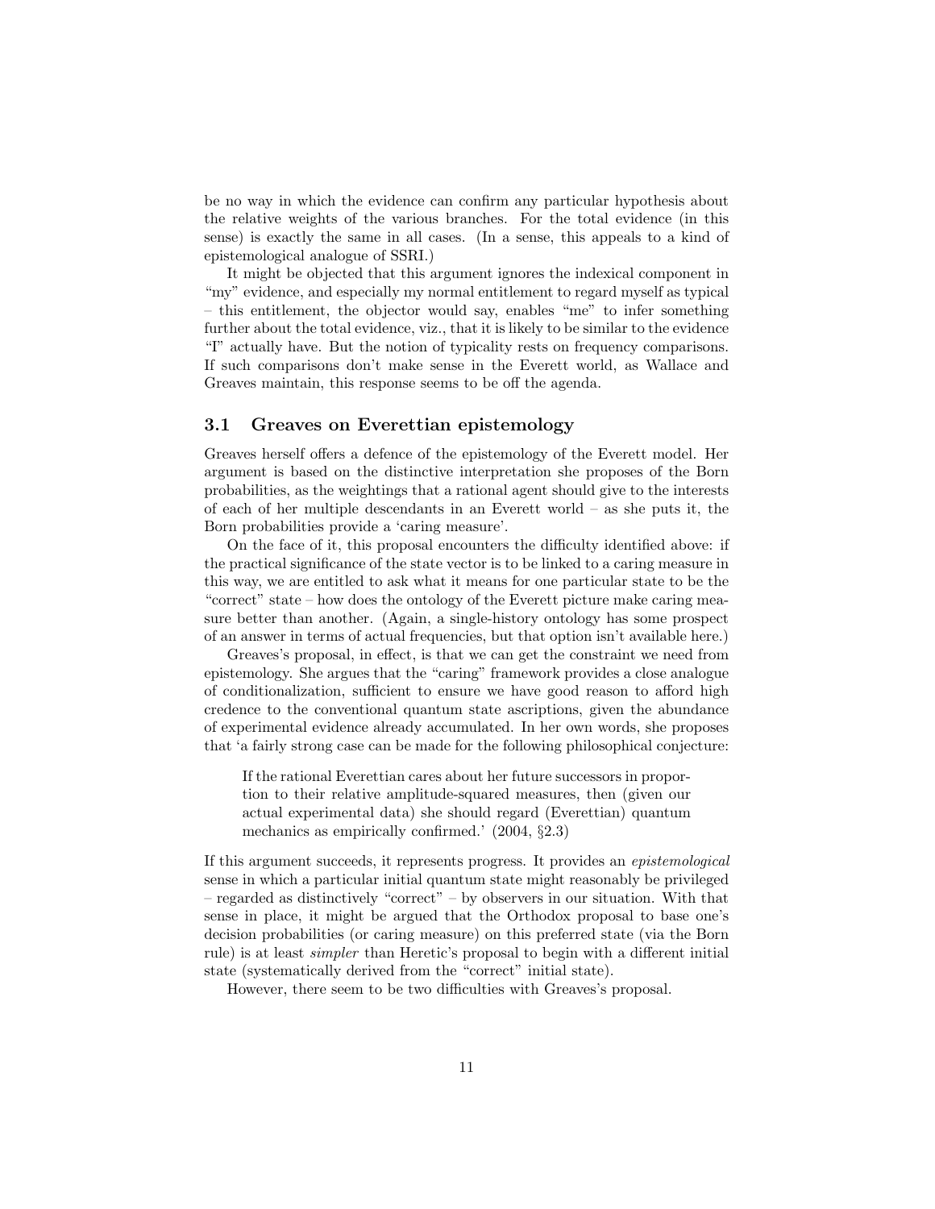be no way in which the evidence can confirm any particular hypothesis about the relative weights of the various branches. For the total evidence (in this sense) is exactly the same in all cases. (In a sense, this appeals to a kind of epistemological analogue of SSRI.)

It might be objected that this argument ignores the indexical component in "my" evidence, and especially my normal entitlement to regard myself as typical – this entitlement, the objector would say, enables "me" to infer something further about the total evidence, viz., that it is likely to be similar to the evidence "I" actually have. But the notion of typicality rests on frequency comparisons. If such comparisons don't make sense in the Everett world, as Wallace and Greaves maintain, this response seems to be off the agenda.

### 3.1 Greaves on Everettian epistemology

Greaves herself offers a defence of the epistemology of the Everett model. Her argument is based on the distinctive interpretation she proposes of the Born probabilities, as the weightings that a rational agent should give to the interests of each of her multiple descendants in an Everett world – as she puts it, the Born probabilities provide a 'caring measure'.

On the face of it, this proposal encounters the difficulty identified above: if the practical significance of the state vector is to be linked to a caring measure in this way, we are entitled to ask what it means for one particular state to be the "correct" state – how does the ontology of the Everett picture make caring measure better than another. (Again, a single-history ontology has some prospect of an answer in terms of actual frequencies, but that option isn't available here.)

Greaves's proposal, in effect, is that we can get the constraint we need from epistemology. She argues that the "caring" framework provides a close analogue of conditionalization, sufficient to ensure we have good reason to afford high credence to the conventional quantum state ascriptions, given the abundance of experimental evidence already accumulated. In her own words, she proposes that 'a fairly strong case can be made for the following philosophical conjecture:

> If the rational Everettian cares about her future successors in proportion to their relative amplitude-squared measures, then (given our actual experimental data) she should regard (Everettian) quantum mechanics as empirically confirmed.' (2004, §2.3)

If this argument succeeds, it represents progress. It provides an *epistemological* sense in which a particular initial quantum state might reasonably be privileged – regarded as distinctively "correct" – by observers in our situation. With that sense in place, it might be argued that the Orthodox proposal to base one's decision probabilities (or caring measure) on this preferred state (via the Born rule) is at least *simpler* than Heretic's proposal to begin with a different initial state (systematically derived from the "correct" initial state).

However, there seem to be two difficulties with Greaves's proposal.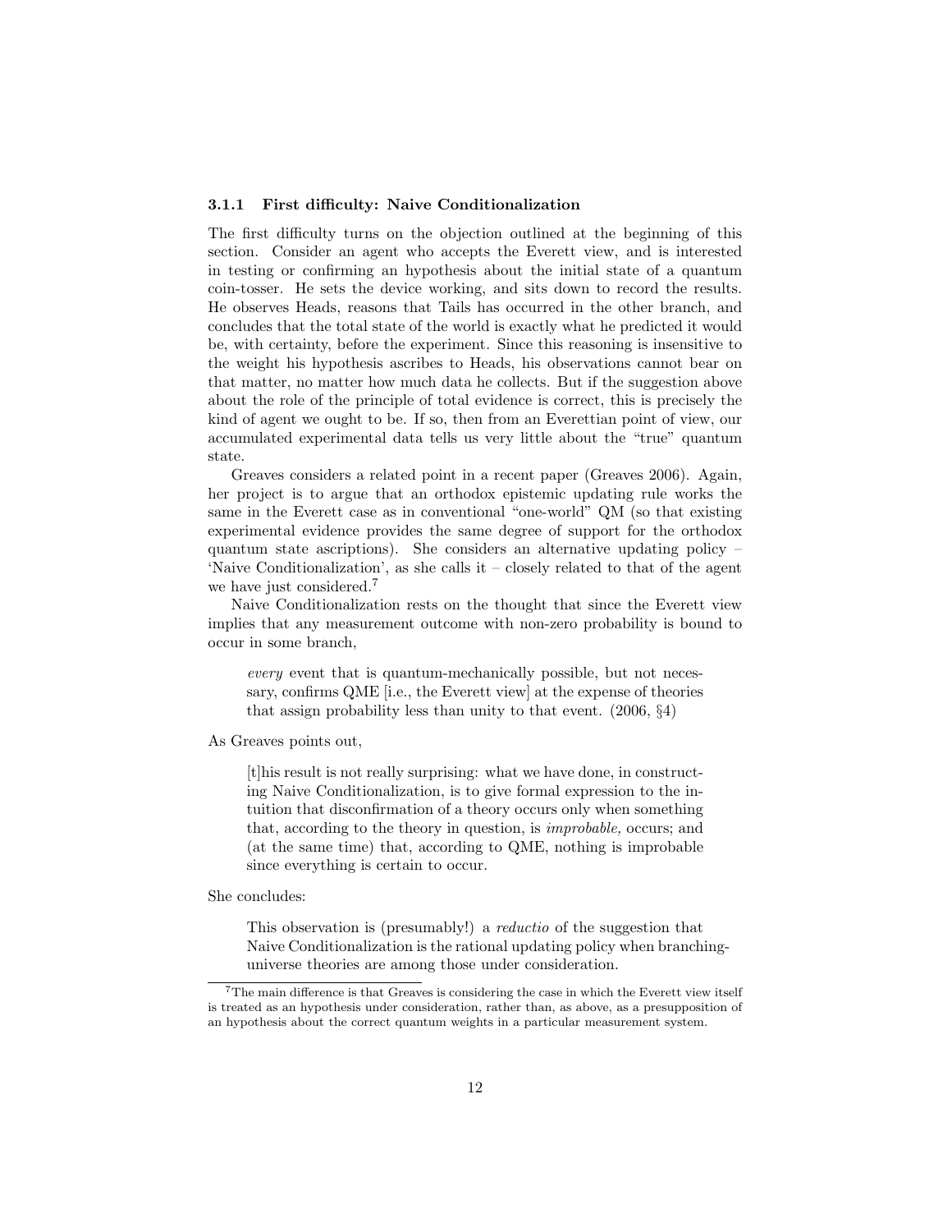### 3.1.1 First difficulty: Naive Conditionalization

The first difficulty turns on the objection outlined at the beginning of this section. Consider an agent who accepts the Everett view, and is interested in testing or confirming an hypothesis about the initial state of a quantum coin-tosser. He sets the device working, and sits down to record the results. He observes Heads, reasons that Tails has occurred in the other branch, and concludes that the total state of the world is exactly what he predicted it would be, with certainty, before the experiment. Since this reasoning is insensitive to the weight his hypothesis ascribes to Heads, his observations cannot bear on that matter, no matter how much data he collects. But if the suggestion above about the role of the principle of total evidence is correct, this is precisely the kind of agent we ought to be. If so, then from an Everettian point of view, our accumulated experimental data tells us very little about the "true" quantum state.

Greaves considers a related point in a recent paper (Greaves 2006). Again, her project is to argue that an orthodox epistemic updating rule works the same in the Everett case as in conventional "one-world" QM (so that existing experimental evidence provides the same degree of support for the orthodox quantum state ascriptions). She considers an alternative updating policy – 'Naive Conditionalization', as she calls it – closely related to that of the agent we have just considered.[7]

Naive Conditionalization rests on the thought that since the Everett view implies that any measurement outcome with non-zero probability is bound to occur in some branch,

> *every* event that is quantum-mechanically possible, but not necessary, confirms QME [i.e., the Everett view] at the expense of theories that assign probability less than unity to that event. (2006, §4)

As Greaves points out,

> [t]his result is not really surprising: what we have done, in constructing Naive Conditionalization, is to give formal expression to the intuition that disconfirmation of a theory occurs only when something that, according to the theory in question, is *improbable,* occurs; and (at the same time) that, according to QME, nothing is improbable since everything is certain to occur.

She concludes:

> This observation is (presumably!) a *reductio* of the suggestion that Naive Conditionalization is the rational updating policy when branching-universe theories are among those under consideration.

[7] The main difference is that Greaves is considering the case in which the Everett view itself is treated as an hypothesis under consideration, rather than, as above, as a presupposition of an hypothesis about the correct quantum weights in a particular measurement system.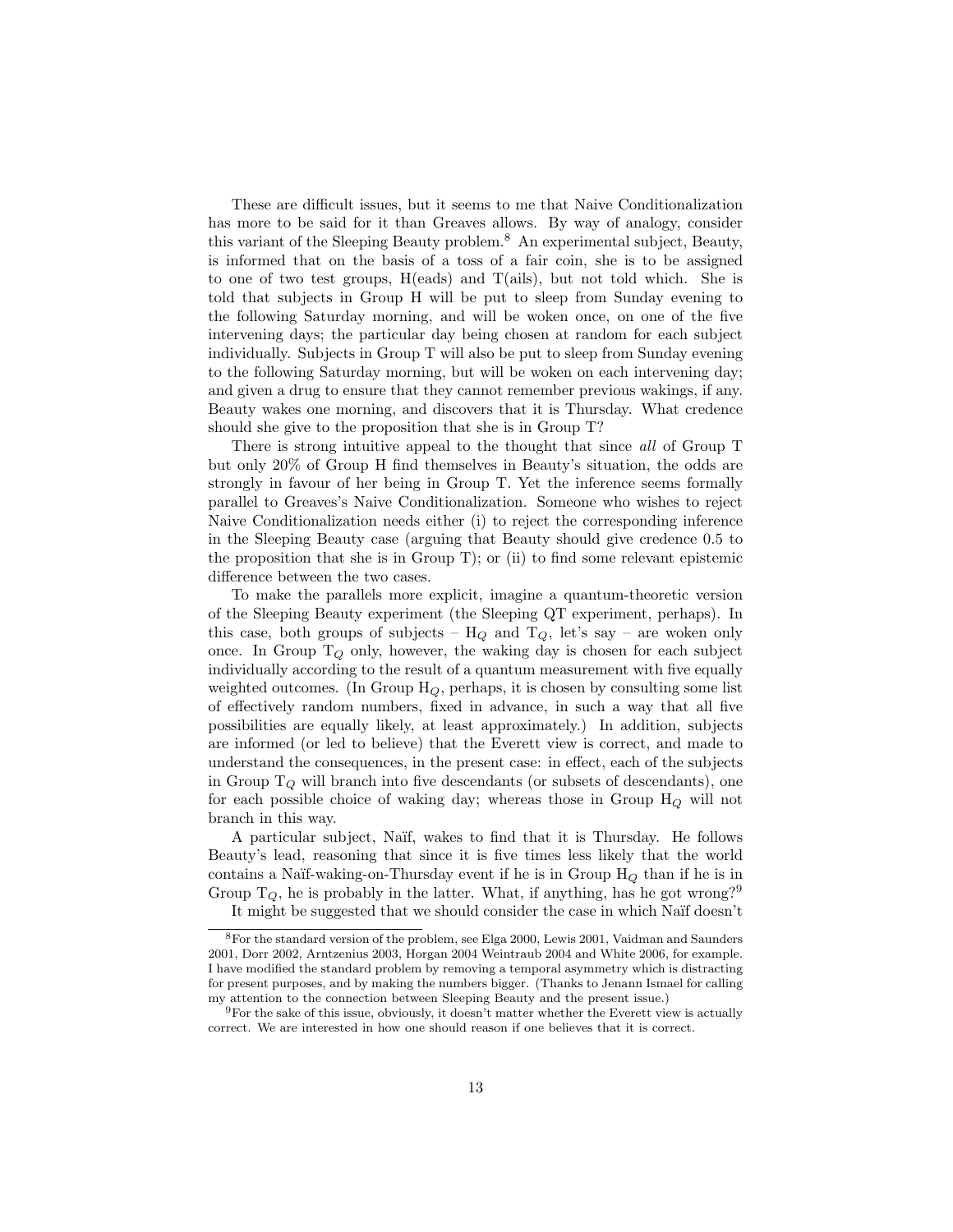These are difficult issues, but it seems to me that Naive Conditionalization has more to be said for it than Greaves allows. By way of analogy, consider this variant of the Sleeping Beauty problem.[8] An experimental subject, Beauty, is informed that on the basis of a toss of a fair coin, she is to be assigned to one of two test groups, H(eads) and T(ails), but not told which. She is told that subjects in Group H will be put to sleep from Sunday evening to the following Saturday morning, and will be woken once, on one of the five intervening days; the particular day being chosen at random for each subject individually. Subjects in Group T will also be put to sleep from Sunday evening to the following Saturday morning, but will be woken on each intervening day; and given a drug to ensure that they cannot remember previous wakings, if any. Beauty wakes one morning, and discovers that it is Thursday. What credence should she give to the proposition that she is in Group T?

There is strong intuitive appeal to the thought that since *all* of Group T but only 20% of Group H find themselves in Beauty's situation, the odds are strongly in favour of her being in Group T. Yet the inference seems formally parallel to Greaves's Naive Conditionalization. Someone who wishes to reject Naive Conditionalization needs either (i) to reject the corresponding inference in the Sleeping Beauty case (arguing that Beauty should give credence 0.5 to the proposition that she is in Group T); or (ii) to find some relevant epistemic difference between the two cases.

To make the parallels more explicit, imagine a quantum-theoretic version of the Sleeping Beauty experiment (the Sleeping QT experiment, perhaps). In this case, both groups of subjects – $H_Q$ and $T_Q$, let's say – are woken only once. In Group $T_Q$ only, however, the waking day is chosen for each subject individually according to the result of a quantum measurement with five equally weighted outcomes. (In Group $H_Q$, perhaps, it is chosen by consulting some list of effectively random numbers, fixed in advance, in such a way that all five possibilities are equally likely, at least approximately.) In addition, subjects are informed (or led to believe) that the Everett view is correct, and made to understand the consequences, in the present case: in effect, each of the subjects in Group $T_Q$ will branch into five descendants (or subsets of descendants), one for each possible choice of waking day; whereas those in Group $H_Q$ will not branch in this way.

A particular subject, Naïf, wakes to find that it is Thursday. He follows Beauty's lead, reasoning that since it is five times less likely that the world contains a Naïf-waking-on-Thursday event if he is in Group $H_Q$ than if he is in Group $T_Q$, he is probably in the latter. What, if anything, has he got wrong?[9]

It might be suggested that we should consider the case in which Naïf doesn't

---

[8] For the standard version of the problem, see Elga 2000, Lewis 2001, Vaidman and Saunders 2001, Dorr 2002, Arntzenius 2003, Horgan 2004 Weintraub 2004 and White 2006, for example. I have modified the standard problem by removing a temporal asymmetry which is distracting for present purposes, and by making the numbers bigger. (Thanks to Jenann Ismael for calling my attention to the connection between Sleeping Beauty and the present issue.)

[9] For the sake of this issue, obviously, it doesn't matter whether the Everett view is actually correct. We are interested in how one should reason if one believes that it is correct.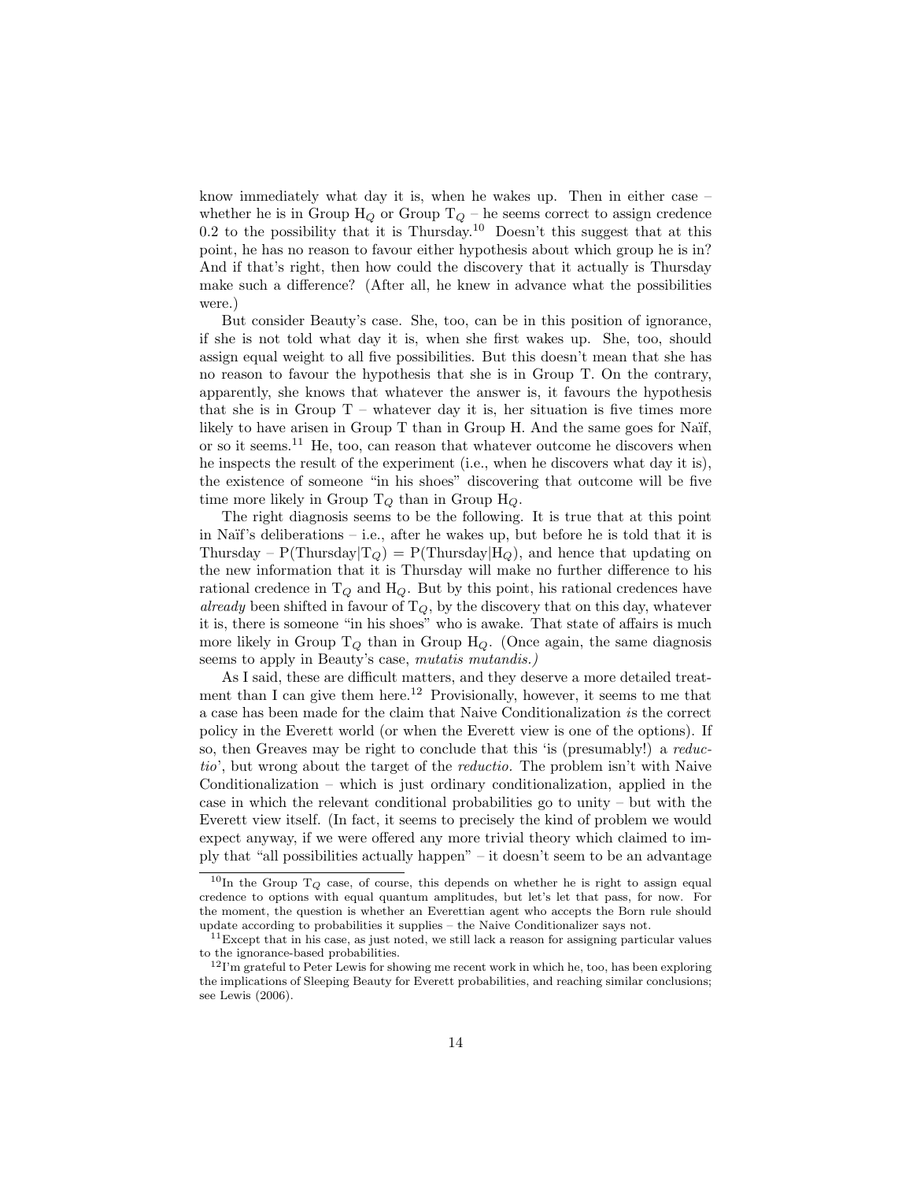know immediately what day it is, when he wakes up. Then in either case – whether he is in Group $H_Q$ or Group $T_Q$ – he seems correct to assign credence 0.2 to the possibility that it is Thursday.[10] Doesn't this suggest that at this point, he has no reason to favour either hypothesis about which group he is in? And if that's right, then how could the discovery that it actually is Thursday make such a difference? (After all, he knew in advance what the possibilities were.)

But consider Beauty's case. She, too, can be in this position of ignorance, if she is not told what day it is, when she first wakes up. She, too, should assign equal weight to all five possibilities. But this doesn't mean that she has no reason to favour the hypothesis that she is in Group T. On the contrary, apparently, she knows that whatever the answer is, it favours the hypothesis that she is in Group T – whatever day it is, her situation is five times more likely to have arisen in Group T than in Group H. And the same goes for Naïf, or so it seems.[11] He, too, can reason that whatever outcome he discovers when he inspects the result of the experiment (i.e., when he discovers what day it is), the existence of someone "in his shoes" discovering that outcome will be five time more likely in Group $T_Q$ than in Group $H_Q$.

The right diagnosis seems to be the following. It is true that at this point in Naïf's deliberations – i.e., after he wakes up, but before he is told that it is Thursday – $P(\text{Thursday}|T_Q) = P(\text{Thursday}|H_Q)$, and hence that updating on the new information that it is Thursday will make no further difference to his rational credence in $T_Q$ and $H_Q$. But by this point, his rational credences have *already* been shifted in favour of $T_Q$, by the discovery that on this day, whatever it is, there is someone "in his shoes" who is awake. That state of affairs is much more likely in Group $T_Q$ than in Group $H_Q$. (Once again, the same diagnosis seems to apply in Beauty's case, *mutatis mutandis.)*

As I said, these are difficult matters, and they deserve a more detailed treatment than I can give them here.[12] Provisionally, however, it seems to me that a case has been made for the claim that Naive Conditionalization *is* the correct policy in the Everett world (or when the Everett view is one of the options). If so, then Greaves may be right to conclude that this 'is (presumably!) a *reductio*', but wrong about the target of the *reductio*. The problem isn't with Naive Conditionalization – which is just ordinary conditionalization, applied in the case in which the relevant conditional probabilities go to unity – but with the Everett view itself. (In fact, it seems to precisely the kind of problem we would expect anyway, if we were offered any more trivial theory which claimed to imply that "all possibilities actually happen" – it doesn't seem to be an advantage

[10] In the Group $T_Q$ case, of course, this depends on whether he is right to assign equal credence to options with equal quantum amplitudes, but let's let that pass, for now. For the moment, the question is whether an Everettian agent who accepts the Born rule should update according to probabilities it supplies – the Naive Conditionalizer says not.

[11] Except that in his case, as just noted, we still lack a reason for assigning particular values to the ignorance-based probabilities.

[12] I'm grateful to Peter Lewis for showing me recent work in which he, too, has been exploring the implications of Sleeping Beauty for Everett probabilities, and reaching similar conclusions; see Lewis (2006).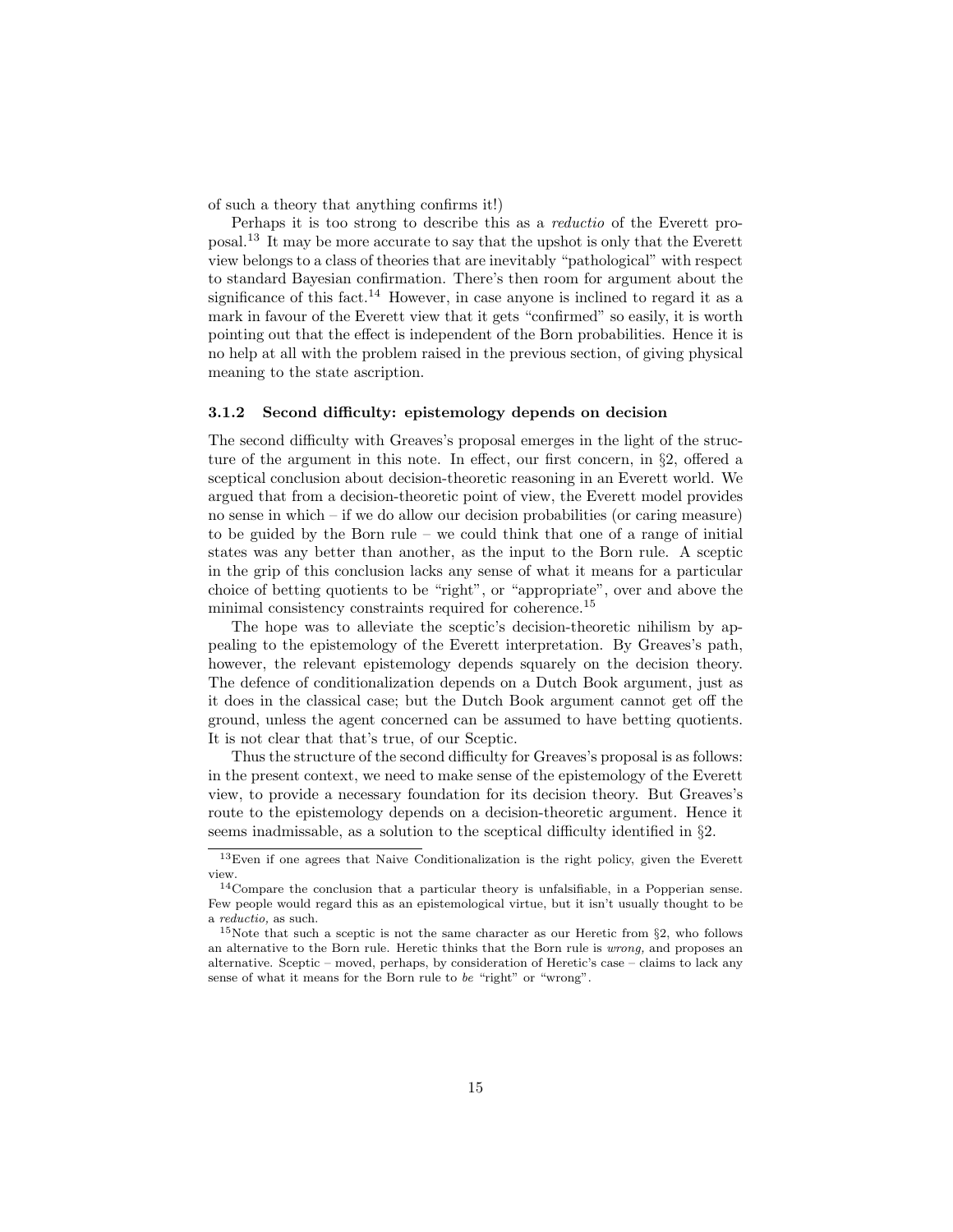of such a theory that anything confirms it!)

Perhaps it is too strong to describe this as a *reductio* of the Everett proposal.[13] It may be more accurate to say that the upshot is only that the Everett view belongs to a class of theories that are inevitably "pathological" with respect to standard Bayesian confirmation. There's then room for argument about the significance of this fact.[14] However, in case anyone is inclined to regard it as a mark in favour of the Everett view that it gets "confirmed" so easily, it is worth pointing out that the effect is independent of the Born probabilities. Hence it is no help at all with the problem raised in the previous section, of giving physical meaning to the state ascription.

### 3.1.2 Second difficulty: epistemology depends on decision

The second difficulty with Greaves's proposal emerges in the light of the structure of the argument in this note. In effect, our first concern, in §2, offered a sceptical conclusion about decision-theoretic reasoning in an Everett world. We argued that from a decision-theoretic point of view, the Everett model provides no sense in which – if we do allow our decision probabilities (or caring measure) to be guided by the Born rule – we could think that one of a range of initial states was any better than another, as the input to the Born rule. A sceptic in the grip of this conclusion lacks any sense of what it means for a particular choice of betting quotients to be "right", or "appropriate", over and above the minimal consistency constraints required for coherence.[15]

The hope was to alleviate the sceptic's decision-theoretic nihilism by appealing to the epistemology of the Everett interpretation. By Greaves's path, however, the relevant epistemology depends squarely on the decision theory. The defence of conditionalization depends on a Dutch Book argument, just as it does in the classical case; but the Dutch Book argument cannot get off the ground, unless the agent concerned can be assumed to have betting quotients. It is not clear that that's true, of our Sceptic.

Thus the structure of the second difficulty for Greaves's proposal is as follows: in the present context, we need to make sense of the epistemology of the Everett view, to provide a necessary foundation for its decision theory. But Greaves's route to the epistemology depends on a decision-theoretic argument. Hence it seems inadmissable, as a solution to the sceptical difficulty identified in §2.

---

[13] Even if one agrees that Naive Conditionalization is the right policy, given the Everett view.

[14] Compare the conclusion that a particular theory is unfalsifiable, in a Popperian sense. Few people would regard this as an epistemological virtue, but it isn't usually thought to be a *reductio*, as such.

[15] Note that such a sceptic is not the same character as our Heretic from §2, who follows an alternative to the Born rule. Heretic thinks that the Born rule is *wrong*, and proposes an alternative. Sceptic – moved, perhaps, by consideration of Heretic's case – claims to lack any sense of what it means for the Born rule to *be* "right" or "wrong".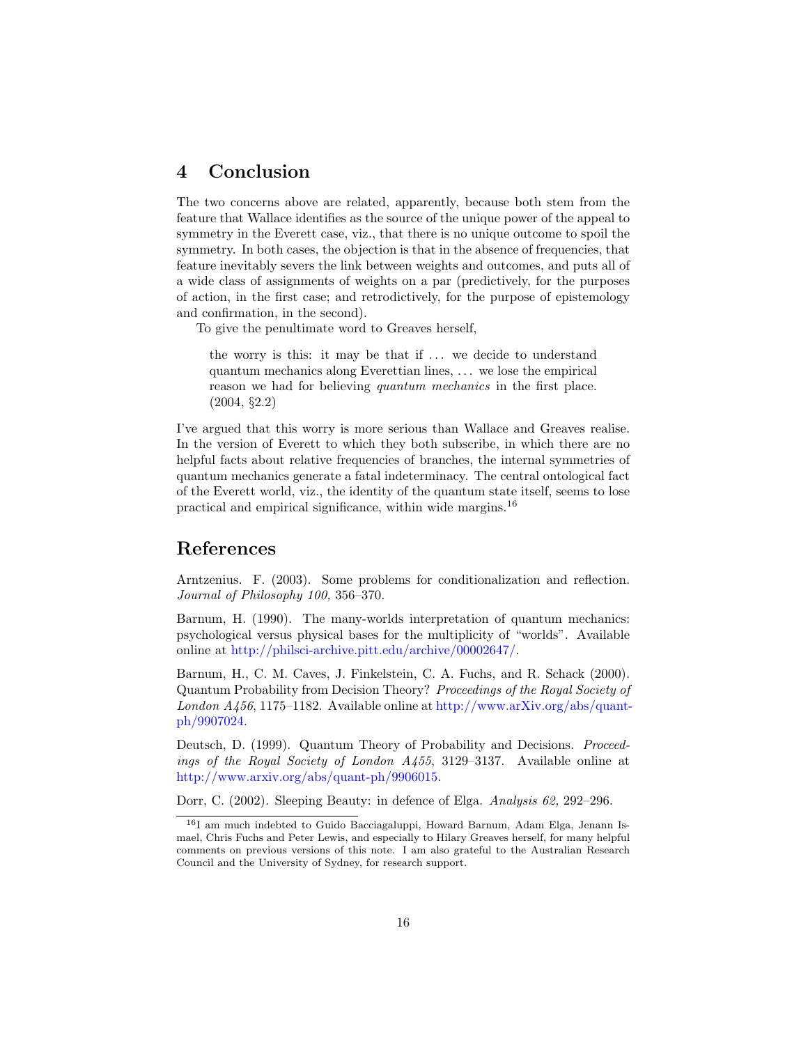## 4 Conclusion

The two concerns above are related, apparently, because both stem from the feature that Wallace identifies as the source of the unique power of the appeal to symmetry in the Everett case, viz., that there is no unique outcome to spoil the symmetry. In both cases, the objection is that in the absence of frequencies, that feature inevitably severs the link between weights and outcomes, and puts all of a wide class of assignments of weights on a par (predictively, for the purposes of action, in the first case; and retrodictively, for the purpose of epistemology and confirmation, in the second).

To give the penultimate word to Greaves herself,

> the worry is this: it may be that if ... we decide to understand quantum mechanics along Everettian lines, ... we lose the empirical reason we had for believing *quantum mechanics* in the first place. (2004, §2.2)

I've argued that this worry is more serious than Wallace and Greaves realise. In the version of Everett to which they both subscribe, in which there are no helpful facts about relative frequencies of branches, the internal symmetries of quantum mechanics generate a fatal indeterminacy. The central ontological fact of the Everett world, viz., the identity of the quantum state itself, seems to lose practical and empirical significance, within wide margins.[16]

## References

Arntzenius. F. (2003). Some problems for conditionalization and reflection. *Journal of Philosophy 100,* 356–370.

Barnum, H. (1990). The many-worlds interpretation of quantum mechanics: psychological versus physical bases for the multiplicity of "worlds". Available online at http://philsci-archive.pitt.edu/archive/00002647/.

Barnum, H., C. M. Caves, J. Finkelstein, C. A. Fuchs, and R. Schack (2000). Quantum Probability from Decision Theory? *Proceedings of the Royal Society of London A456*, 1175–1182. Available online at http://www.arXiv.org/abs/quant-ph/9907024.

Deutsch, D. (1999). Quantum Theory of Probability and Decisions. *Proceedings of the Royal Society of London A455*, 3129–3137. Available online at http://www.arxiv.org/abs/quant-ph/9906015.

Dorr, C. (2002). Sleeping Beauty: in defence of Elga. *Analysis 62,* 292–296.

[16] I am much indebted to Guido Bacciagaluppi, Howard Barnum, Adam Elga, Jenann Ismael, Chris Fuchs and Peter Lewis, and especially to Hilary Greaves herself, for many helpful comments on previous versions of this note. I am also grateful to the Australian Research Council and the University of Sydney, for research support.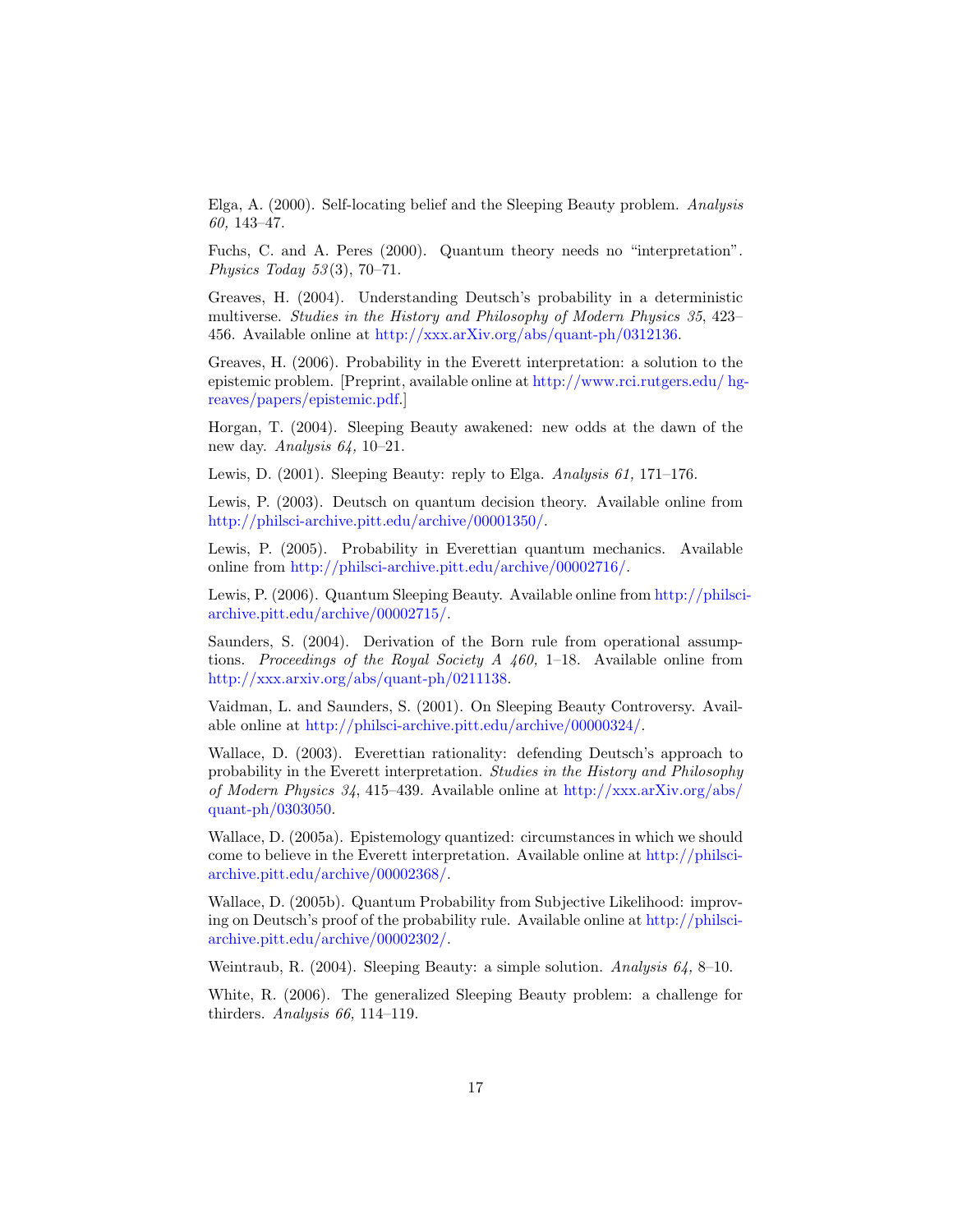Elga, A. (2000). Self-locating belief and the Sleeping Beauty problem. *Analysis 60,* 143–47.

Fuchs, C. and A. Peres (2000). Quantum theory needs no "interpretation". *Physics Today 53*(3), 70–71.

Greaves, H. (2004). Understanding Deutsch's probability in a deterministic multiverse. *Studies in the History and Philosophy of Modern Physics 35*, 423–456. Available online at http://xxx.arXiv.org/abs/quant-ph/0312136.

Greaves, H. (2006). Probability in the Everett interpretation: a solution to the epistemic problem. [Preprint, available online at http://www.rci.rutgers.edu/ hgreaves/papers/epistemic.pdf.]

Horgan, T. (2004). Sleeping Beauty awakened: new odds at the dawn of the new day. *Analysis 64,* 10–21.

Lewis, D. (2001). Sleeping Beauty: reply to Elga. *Analysis 61,* 171–176.

Lewis, P. (2003). Deutsch on quantum decision theory. Available online from http://philsci-archive.pitt.edu/archive/00001350/.

Lewis, P. (2005). Probability in Everettian quantum mechanics. Available online from http://philsci-archive.pitt.edu/archive/00002716/.

Lewis, P. (2006). Quantum Sleeping Beauty. Available online from http://philsci-archive.pitt.edu/archive/00002715/.

Saunders, S. (2004). Derivation of the Born rule from operational assumptions. *Proceedings of the Royal Society A 460,* 1–18. Available online from http://xxx.arxiv.org/abs/quant-ph/0211138.

Vaidman, L. and Saunders, S. (2001). On Sleeping Beauty Controversy. Available online at http://philsci-archive.pitt.edu/archive/00000324/.

Wallace, D. (2003). Everettian rationality: defending Deutsch's approach to probability in the Everett interpretation. *Studies in the History and Philosophy of Modern Physics 34*, 415–439. Available online at http://xxx.arXiv.org/abs/quant-ph/0303050.

Wallace, D. (2005a). Epistemology quantized: circumstances in which we should come to believe in the Everett interpretation. Available online at http://philsci-archive.pitt.edu/archive/00002368/.

Wallace, D. (2005b). Quantum Probability from Subjective Likelihood: improving on Deutsch's proof of the probability rule. Available online at http://philsci-archive.pitt.edu/archive/00002302/.

Weintraub, R. (2004). Sleeping Beauty: a simple solution. *Analysis 64,* 8–10.

White, R. (2006). The generalized Sleeping Beauty problem: a challenge for thirders. *Analysis 66,* 114–119.